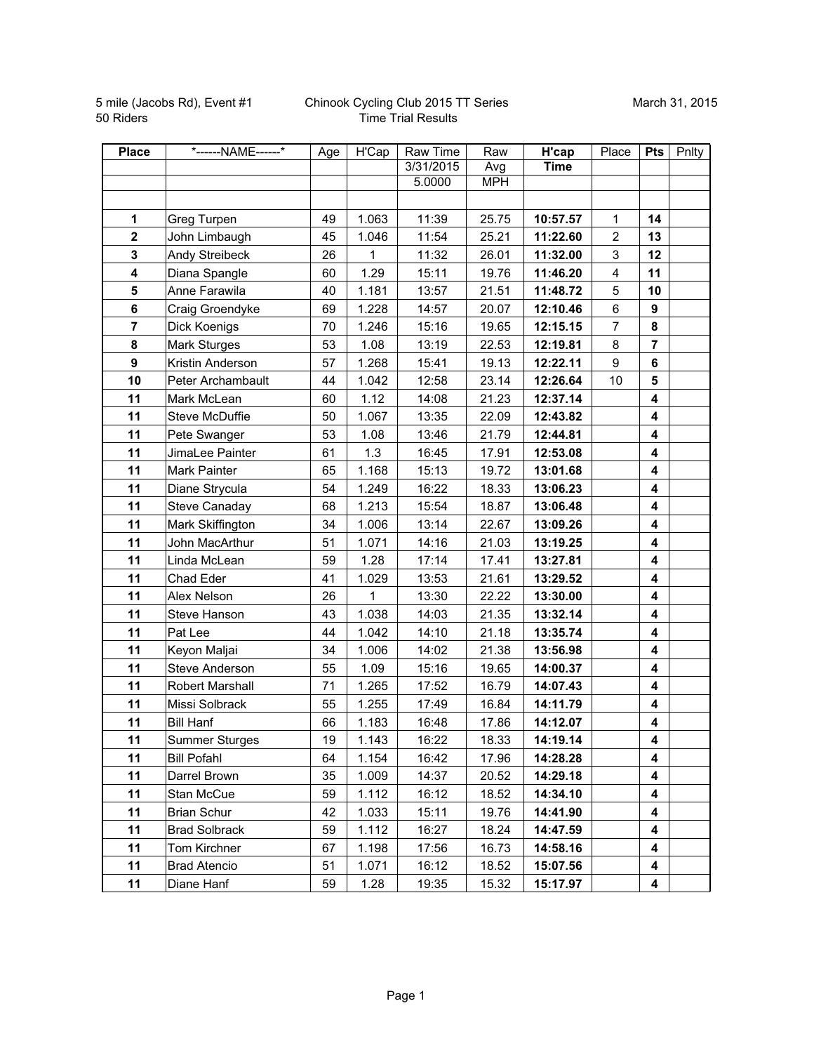5 mile (Jacobs Rd), Event #1
50 Riders

Chinook Cycling Club 2015 TT Series
Time Trial Results

March 31, 2015

| Place | *------NAME------* | Age | H'Cap | Raw Time | Raw | H'cap | Place | Pts | Pnlty |
|---|---|---|---|---|---|---|---|---|---|
| | | | | 3/31/2015 | Avg | Time | | | |
| | | | | 5.0000 | MPH | | | | |
| | | | | | | | | | |
| **1** | Greg Turpen | 49 | 1.063 | 11:39 | 25.75 | **10:57.57** | 1 | **14** | |
| **2** | John Limbaugh | 45 | 1.046 | 11:54 | 25.21 | **11:22.60** | 2 | **13** | |
| **3** | Andy Streibeck | 26 | 1 | 11:32 | 26.01 | **11:32.00** | 3 | **12** | |
| **4** | Diana Spangle | 60 | 1.29 | 15:11 | 19.76 | **11:46.20** | 4 | **11** | |
| **5** | Anne Farawila | 40 | 1.181 | 13:57 | 21.51 | **11:48.72** | 5 | **10** | |
| **6** | Craig Groendyke | 69 | 1.228 | 14:57 | 20.07 | **12:10.46** | 6 | **9** | |
| **7** | Dick Koenigs | 70 | 1.246 | 15:16 | 19.65 | **12:15.15** | 7 | **8** | |
| **8** | Mark Sturges | 53 | 1.08 | 13:19 | 22.53 | **12:19.81** | 8 | **7** | |
| **9** | Kristin Anderson | 57 | 1.268 | 15:41 | 19.13 | **12:22.11** | 9 | **6** | |
| **10** | Peter Archambault | 44 | 1.042 | 12:58 | 23.14 | **12:26.64** | 10 | **5** | |
| **11** | Mark McLean | 60 | 1.12 | 14:08 | 21.23 | **12:37.14** | | **4** | |
| **11** | Steve McDuffie | 50 | 1.067 | 13:35 | 22.09 | **12:43.82** | | **4** | |
| **11** | Pete Swanger | 53 | 1.08 | 13:46 | 21.79 | **12:44.81** | | **4** | |
| **11** | JimaLee Painter | 61 | 1.3 | 16:45 | 17.91 | **12:53.08** | | **4** | |
| **11** | Mark Painter | 65 | 1.168 | 15:13 | 19.72 | **13:01.68** | | **4** | |
| **11** | Diane Strycula | 54 | 1.249 | 16:22 | 18.33 | **13:06.23** | | **4** | |
| **11** | Steve Canaday | 68 | 1.213 | 15:54 | 18.87 | **13:06.48** | | **4** | |
| **11** | Mark Skiffington | 34 | 1.006 | 13:14 | 22.67 | **13:09.26** | | **4** | |
| **11** | John MacArthur | 51 | 1.071 | 14:16 | 21.03 | **13:19.25** | | **4** | |
| **11** | Linda McLean | 59 | 1.28 | 17:14 | 17.41 | **13:27.81** | | **4** | |
| **11** | Chad Eder | 41 | 1.029 | 13:53 | 21.61 | **13:29.52** | | **4** | |
| **11** | Alex Nelson | 26 | 1 | 13:30 | 22.22 | **13:30.00** | | **4** | |
| **11** | Steve Hanson | 43 | 1.038 | 14:03 | 21.35 | **13:32.14** | | **4** | |
| **11** | Pat Lee | 44 | 1.042 | 14:10 | 21.18 | **13:35.74** | | **4** | |
| **11** | Keyon Maljai | 34 | 1.006 | 14:02 | 21.38 | **13:56.98** | | **4** | |
| **11** | Steve Anderson | 55 | 1.09 | 15:16 | 19.65 | **14:00.37** | | **4** | |
| **11** | Robert Marshall | 71 | 1.265 | 17:52 | 16.79 | **14:07.43** | | **4** | |
| **11** | Missi Solbrack | 55 | 1.255 | 17:49 | 16.84 | **14:11.79** | | **4** | |
| **11** | Bill Hanf | 66 | 1.183 | 16:48 | 17.86 | **14:12.07** | | **4** | |
| **11** | Summer Sturges | 19 | 1.143 | 16:22 | 18.33 | **14:19.14** | | **4** | |
| **11** | Bill Pofahl | 64 | 1.154 | 16:42 | 17.96 | **14:28.28** | | **4** | |
| **11** | Darrel Brown | 35 | 1.009 | 14:37 | 20.52 | **14:29.18** | | **4** | |
| **11** | Stan McCue | 59 | 1.112 | 16:12 | 18.52 | **14:34.10** | | **4** | |
| **11** | Brian Schur | 42 | 1.033 | 15:11 | 19.76 | **14:41.90** | | **4** | |
| **11** | Brad Solbrack | 59 | 1.112 | 16:27 | 18.24 | **14:47.59** | | **4** | |
| **11** | Tom Kirchner | 67 | 1.198 | 17:56 | 16.73 | **14:58.16** | | **4** | |
| **11** | Brad Atencio | 51 | 1.071 | 16:12 | 18.52 | **15:07.56** | | **4** | |
| **11** | Diane Hanf | 59 | 1.28 | 19:35 | 15.32 | **15:17.97** | | **4** | |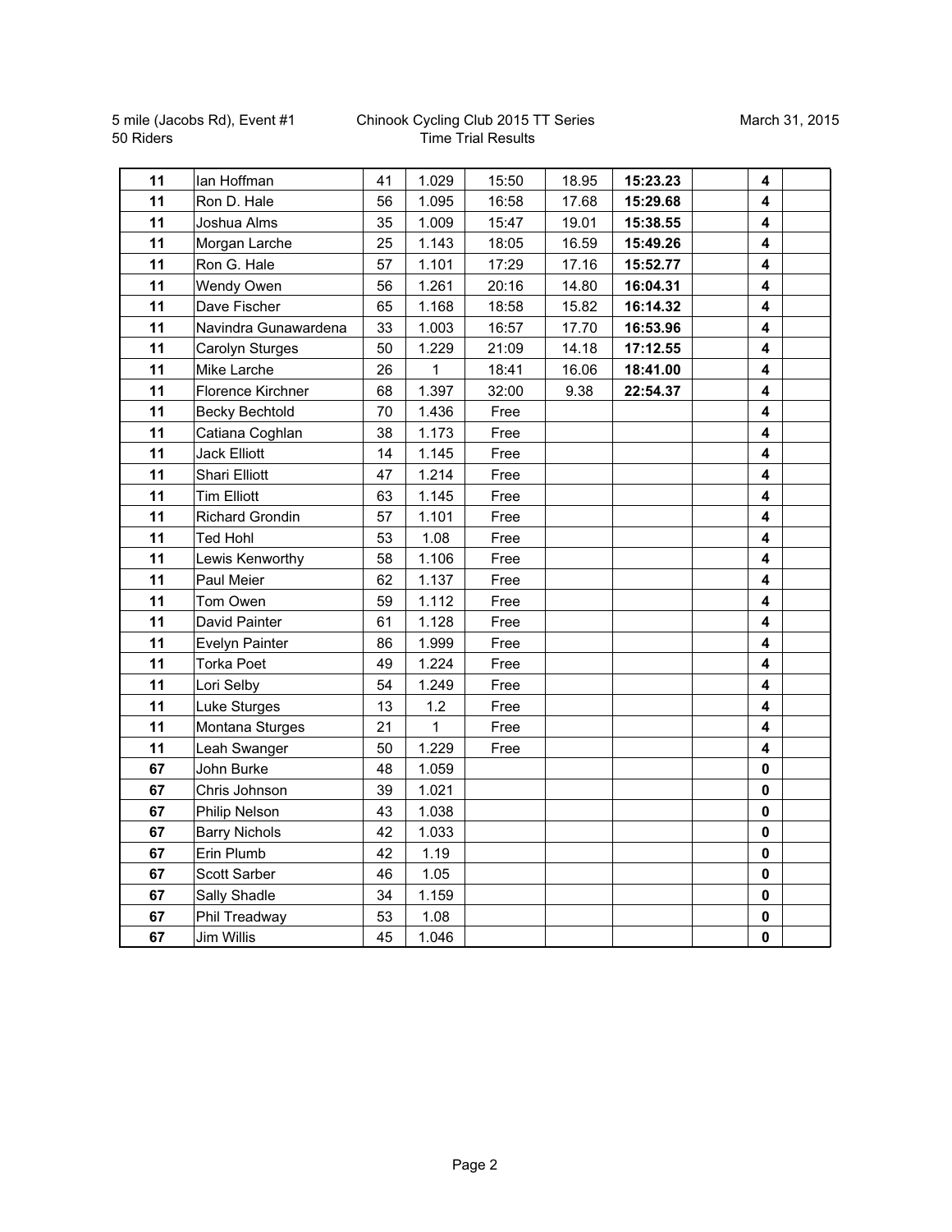5 mile (Jacobs Rd), Event #1
50 Riders

Chinook Cycling Club 2015 TT Series
Time Trial Results

March 31, 2015

| | | | | | | | | | |
|---|---|---|---|---|---|---|---|---|---|
| **11** | Ian Hoffman | 41 | 1.029 | 15:50 | 18.95 | **15:23.23** | | **4** | |
| **11** | Ron D. Hale | 56 | 1.095 | 16:58 | 17.68 | **15:29.68** | | **4** | |
| **11** | Joshua Alms | 35 | 1.009 | 15:47 | 19.01 | **15:38.55** | | **4** | |
| **11** | Morgan Larche | 25 | 1.143 | 18:05 | 16.59 | **15:49.26** | | **4** | |
| **11** | Ron G. Hale | 57 | 1.101 | 17:29 | 17.16 | **15:52.77** | | **4** | |
| **11** | Wendy Owen | 56 | 1.261 | 20:16 | 14.80 | **16:04.31** | | **4** | |
| **11** | Dave Fischer | 65 | 1.168 | 18:58 | 15.82 | **16:14.32** | | **4** | |
| **11** | Navindra Gunawardena | 33 | 1.003 | 16:57 | 17.70 | **16:53.96** | | **4** | |
| **11** | Carolyn Sturges | 50 | 1.229 | 21:09 | 14.18 | **17:12.55** | | **4** | |
| **11** | Mike Larche | 26 | 1 | 18:41 | 16.06 | **18:41.00** | | **4** | |
| **11** | Florence Kirchner | 68 | 1.397 | 32:00 | 9.38 | **22:54.37** | | **4** | |
| **11** | Becky Bechtold | 70 | 1.436 | Free | | | | **4** | |
| **11** | Catiana Coghlan | 38 | 1.173 | Free | | | | **4** | |
| **11** | Jack Elliott | 14 | 1.145 | Free | | | | **4** | |
| **11** | Shari Elliott | 47 | 1.214 | Free | | | | **4** | |
| **11** | Tim Elliott | 63 | 1.145 | Free | | | | **4** | |
| **11** | Richard Grondin | 57 | 1.101 | Free | | | | **4** | |
| **11** | Ted Hohl | 53 | 1.08 | Free | | | | **4** | |
| **11** | Lewis Kenworthy | 58 | 1.106 | Free | | | | **4** | |
| **11** | Paul Meier | 62 | 1.137 | Free | | | | **4** | |
| **11** | Tom Owen | 59 | 1.112 | Free | | | | **4** | |
| **11** | David Painter | 61 | 1.128 | Free | | | | **4** | |
| **11** | Evelyn Painter | 86 | 1.999 | Free | | | | **4** | |
| **11** | Torka Poet | 49 | 1.224 | Free | | | | **4** | |
| **11** | Lori Selby | 54 | 1.249 | Free | | | | **4** | |
| **11** | Luke Sturges | 13 | 1.2 | Free | | | | **4** | |
| **11** | Montana Sturges | 21 | 1 | Free | | | | **4** | |
| **11** | Leah Swanger | 50 | 1.229 | Free | | | | **4** | |
| **67** | John Burke | 48 | 1.059 | | | | | **0** | |
| **67** | Chris Johnson | 39 | 1.021 | | | | | **0** | |
| **67** | Philip Nelson | 43 | 1.038 | | | | | **0** | |
| **67** | Barry Nichols | 42 | 1.033 | | | | | **0** | |
| **67** | Erin Plumb | 42 | 1.19 | | | | | **0** | |
| **67** | Scott Sarber | 46 | 1.05 | | | | | **0** | |
| **67** | Sally Shadle | 34 | 1.159 | | | | | **0** | |
| **67** | Phil Treadway | 53 | 1.08 | | | | | **0** | |
| **67** | Jim Willis | 45 | 1.046 | | | | | **0** | |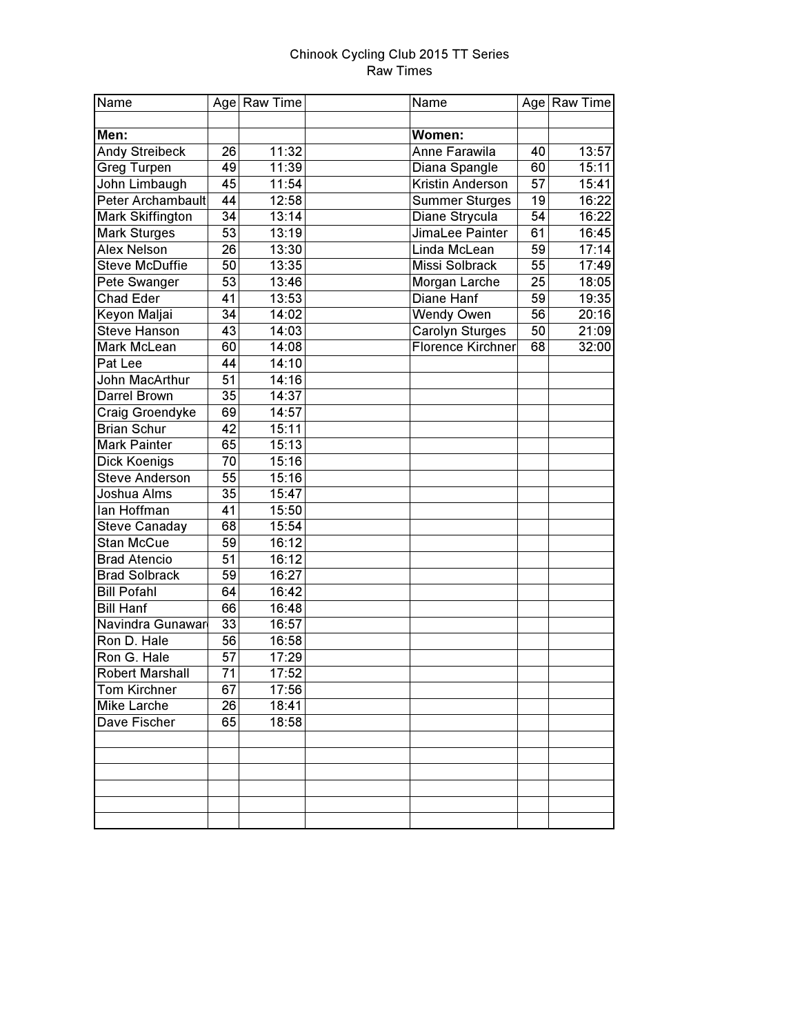Chinook Cycling Club 2015 TT Series
Raw Times

| Name | Age | Raw Time | | Name | Age | Raw Time |
|---|---|---|---|---|---|---|
| | | | | | | |
| **Men:** | | | | **Women:** | | |
| Andy Streibeck | 26 | 11:32 | | Anne Farawila | 40 | 13:57 |
| Greg Turpen | 49 | 11:39 | | Diana Spangle | 60 | 15:11 |
| John Limbaugh | 45 | 11:54 | | Kristin Anderson | 57 | 15:41 |
| Peter Archambault | 44 | 12:58 | | Summer Sturges | 19 | 16:22 |
| Mark Skiffington | 34 | 13:14 | | Diane Strycula | 54 | 16:22 |
| Mark Sturges | 53 | 13:19 | | JimaLee Painter | 61 | 16:45 |
| Alex Nelson | 26 | 13:30 | | Linda McLean | 59 | 17:14 |
| Steve McDuffie | 50 | 13:35 | | Missi Solbrack | 55 | 17:49 |
| Pete Swanger | 53 | 13:46 | | Morgan Larche | 25 | 18:05 |
| Chad Eder | 41 | 13:53 | | Diane Hanf | 59 | 19:35 |
| Keyon Maljai | 34 | 14:02 | | Wendy Owen | 56 | 20:16 |
| Steve Hanson | 43 | 14:03 | | Carolyn Sturges | 50 | 21:09 |
| Mark McLean | 60 | 14:08 | | Florence Kirchner | 68 | 32:00 |
| Pat Lee | 44 | 14:10 | | | | |
| John MacArthur | 51 | 14:16 | | | | |
| Darrel Brown | 35 | 14:37 | | | | |
| Craig Groendyke | 69 | 14:57 | | | | |
| Brian Schur | 42 | 15:11 | | | | |
| Mark Painter | 65 | 15:13 | | | | |
| Dick Koenigs | 70 | 15:16 | | | | |
| Steve Anderson | 55 | 15:16 | | | | |
| Joshua Alms | 35 | 15:47 | | | | |
| Ian Hoffman | 41 | 15:50 | | | | |
| Steve Canaday | 68 | 15:54 | | | | |
| Stan McCue | 59 | 16:12 | | | | |
| Brad Atencio | 51 | 16:12 | | | | |
| Brad Solbrack | 59 | 16:27 | | | | |
| Bill Pofahl | 64 | 16:42 | | | | |
| Bill Hanf | 66 | 16:48 | | | | |
| Navindra Gunawar | 33 | 16:57 | | | | |
| Ron D. Hale | 56 | 16:58 | | | | |
| Ron G. Hale | 57 | 17:29 | | | | |
| Robert Marshall | 71 | 17:52 | | | | |
| Tom Kirchner | 67 | 17:56 | | | | |
| Mike Larche | 26 | 18:41 | | | | |
| Dave Fischer | 65 | 18:58 | | | | |